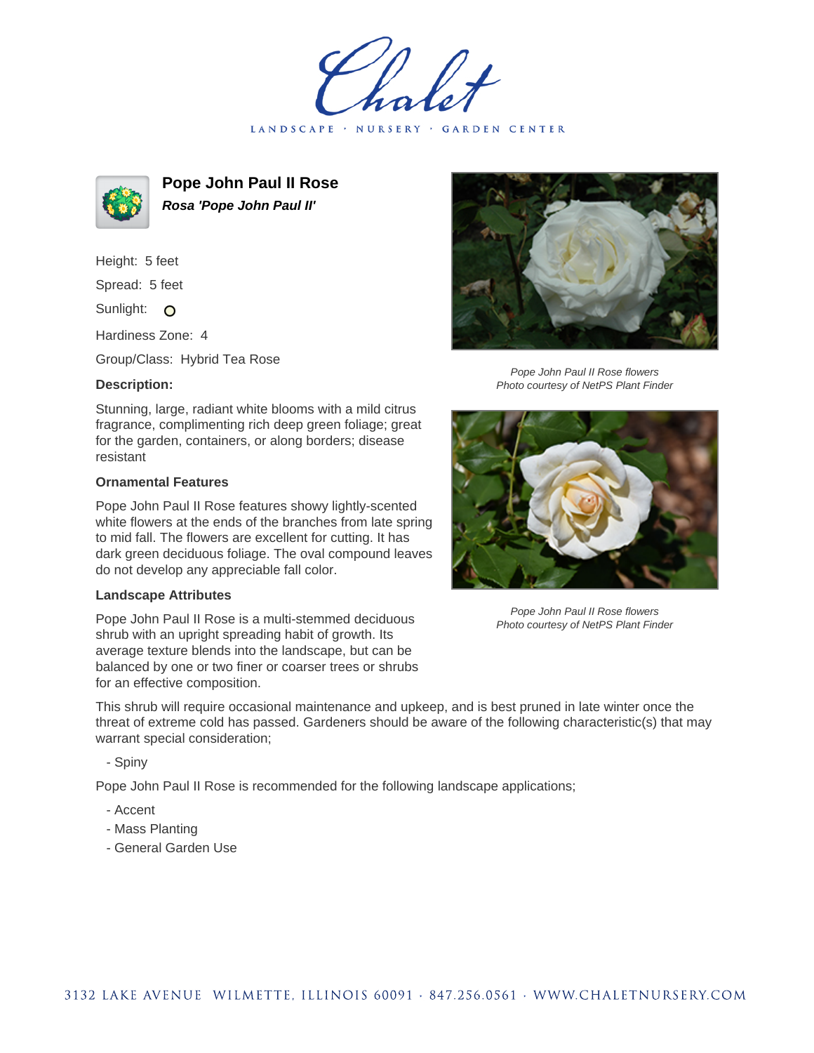# Chalet

LANDSCAPE · NURSERY · GARDEN CENTER

## Pope John Paul II Rose

***Rosa 'Pope John Paul II'***

Height: 5 feet

Spread: 5 feet

Sunlight:

Hardiness Zone: 4

Group/Class: Hybrid Tea Rose

### Description:

Stunning, large, radiant white blooms with a mild citrus fragrance, complimenting rich deep green foliage; great for the garden, containers, or along borders; disease resistant

### Ornamental Features

Pope John Paul II Rose features showy lightly-scented white flowers at the ends of the branches from late spring to mid fall. The flowers are excellent for cutting. It has dark green deciduous foliage. The oval compound leaves do not develop any appreciable fall color.

### Landscape Attributes

Pope John Paul II Rose is a multi-stemmed deciduous shrub with an upright spreading habit of growth. Its average texture blends into the landscape, but can be balanced by one or two finer or coarser trees or shrubs for an effective composition.

This shrub will require occasional maintenance and upkeep, and is best pruned in late winter once the threat of extreme cold has passed. Gardeners should be aware of the following characteristic(s) that may warrant special consideration;

- Spiny

Pope John Paul II Rose is recommended for the following landscape applications;

- Accent
- Mass Planting
- General Garden Use

*Pope John Paul II Rose flowers*
*Photo courtesy of NetPS Plant Finder*

*Pope John Paul II Rose flowers*
*Photo courtesy of NetPS Plant Finder*

3132 LAKE AVENUE WILMETTE, ILLINOIS 60091 · 847.256.0561 · WWW.CHALETNURSERY.COM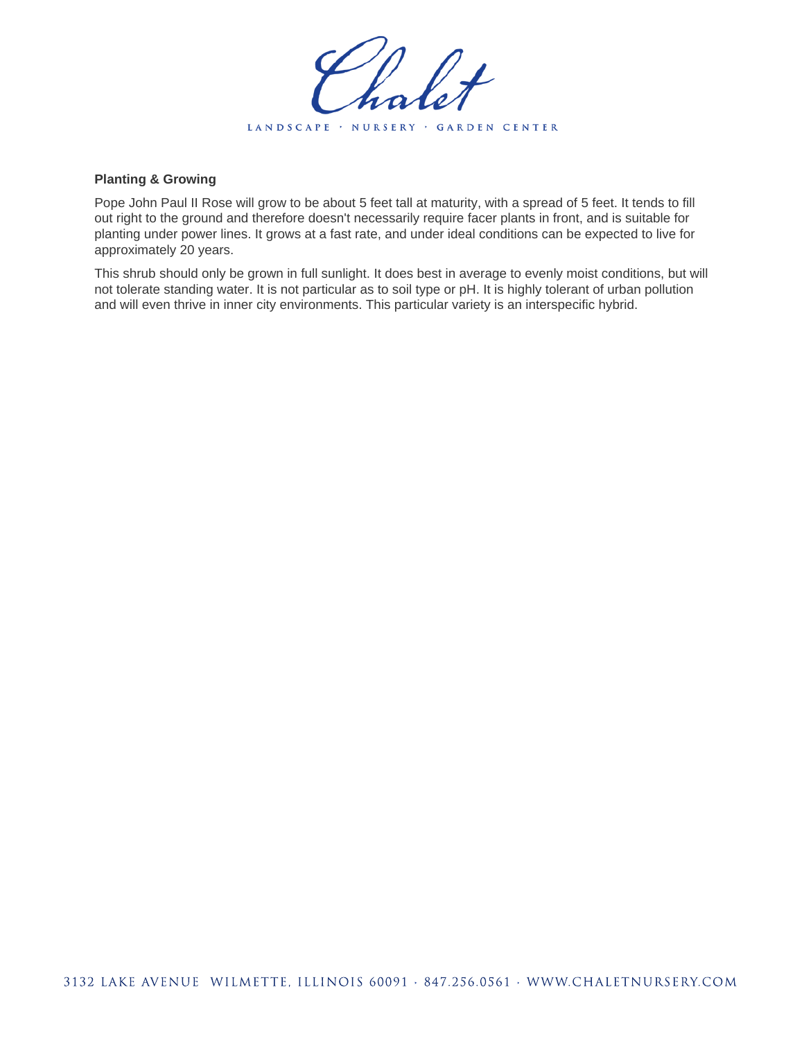**Planting & Growing**

Pope John Paul II Rose will grow to be about 5 feet tall at maturity, with a spread of 5 feet. It tends to fill out right to the ground and therefore doesn't necessarily require facer plants in front, and is suitable for planting under power lines. It grows at a fast rate, and under ideal conditions can be expected to live for approximately 20 years.

This shrub should only be grown in full sunlight. It does best in average to evenly moist conditions, but will not tolerate standing water. It is not particular as to soil type or pH. It is highly tolerant of urban pollution and will even thrive in inner city environments. This particular variety is an interspecific hybrid.